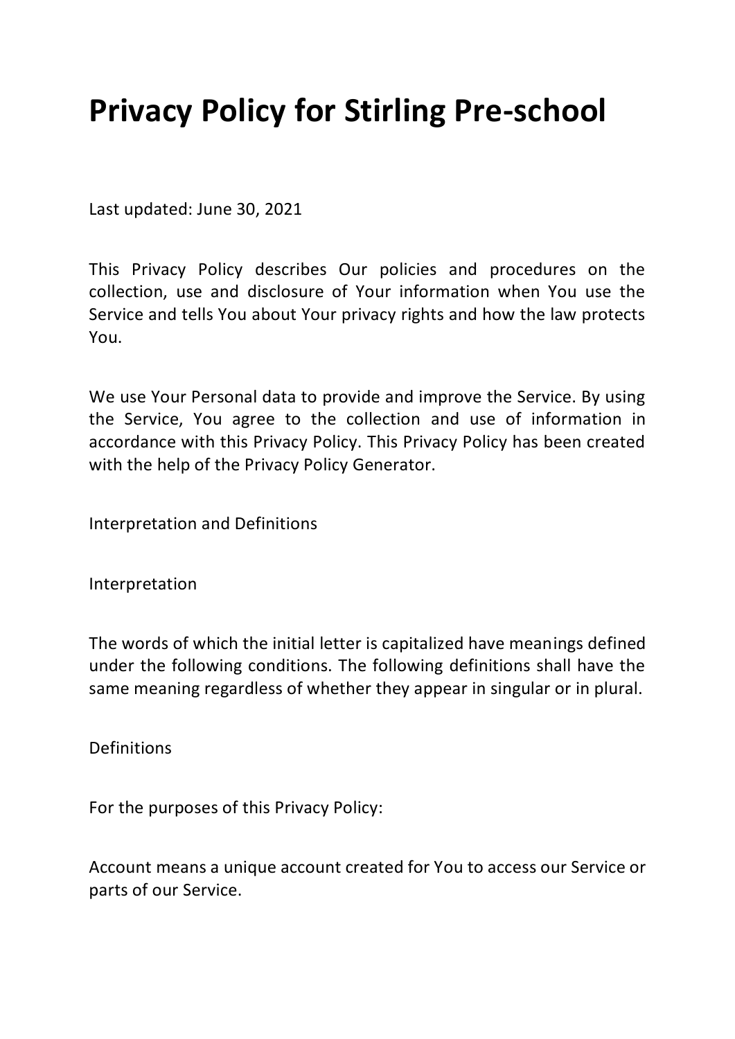# Privacy Policy for Stirling Pre-school

Last updated: June 30, 2021

This Privacy Policy describes Our policies and procedures on the collection, use and disclosure of Your information when You use the Service and tells You about Your privacy rights and how the law protects You.

We use Your Personal data to provide and improve the Service. By using the Service, You agree to the collection and use of information in accordance with this Privacy Policy. This Privacy Policy has been created with the help of the Privacy Policy Generator.

Interpretation and Definitions

Interpretation

The words of which the initial letter is capitalized have meanings defined under the following conditions. The following definitions shall have the same meaning regardless of whether they appear in singular or in plural.

Definitions

For the purposes of this Privacy Policy:

Account means a unique account created for You to access our Service or parts of our Service.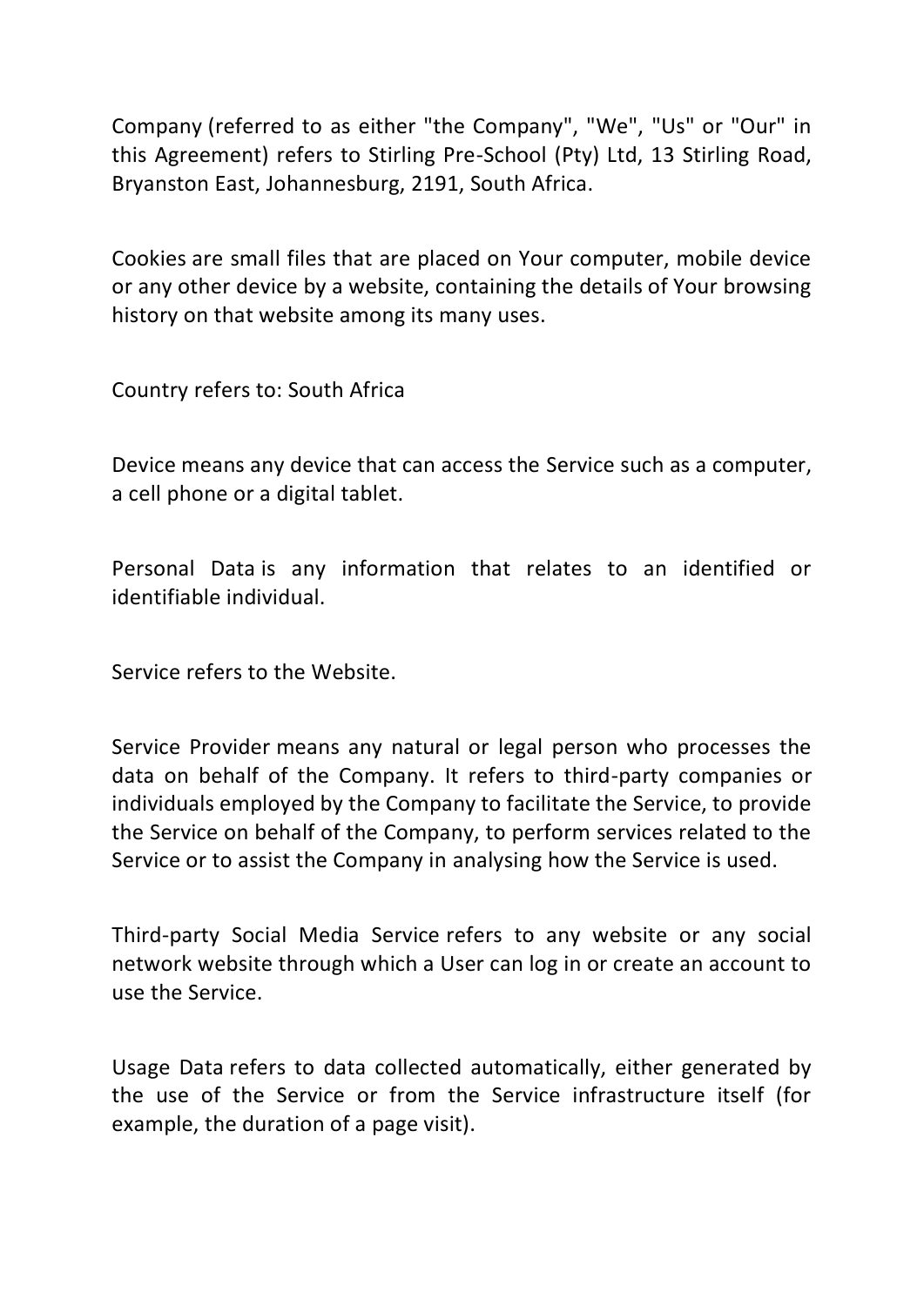Company (referred to as either "the Company", "We", "Us" or "Our" in this Agreement) refers to Stirling Pre-School (Pty) Ltd, 13 Stirling Road, Bryanston East, Johannesburg, 2191, South Africa.

Cookies are small files that are placed on Your computer, mobile device or any other device by a website, containing the details of Your browsing history on that website among its many uses.

Country refers to: South Africa

Device means any device that can access the Service such as a computer, a cell phone or a digital tablet.

Personal Data is any information that relates to an identified or identifiable individual.

Service refers to the Website.

Service Provider means any natural or legal person who processes the data on behalf of the Company. It refers to third-party companies or individuals employed by the Company to facilitate the Service, to provide the Service on behalf of the Company, to perform services related to the Service or to assist the Company in analysing how the Service is used.

Third-party Social Media Service refers to any website or any social network website through which a User can log in or create an account to use the Service.

Usage Data refers to data collected automatically, either generated by the use of the Service or from the Service infrastructure itself (for example, the duration of a page visit).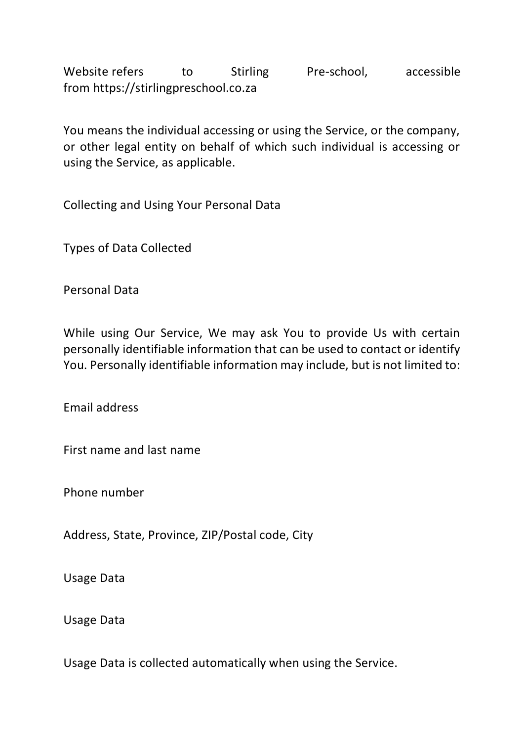Website refers to Stirling Pre-school, accessible from https://stirlingpreschool.co.za

You means the individual accessing or using the Service, or the company, or other legal entity on behalf of which such individual is accessing or using the Service, as applicable.

## Collecting and Using Your Personal Data

### Types of Data Collected

#### Personal Data

While using Our Service, We may ask You to provide Us with certain personally identifiable information that can be used to contact or identify You. Personally identifiable information may include, but is not limited to:

Email address

First name and last name

Phone number

Address, State, Province, ZIP/Postal code, City

Usage Data

#### Usage Data

Usage Data is collected automatically when using the Service.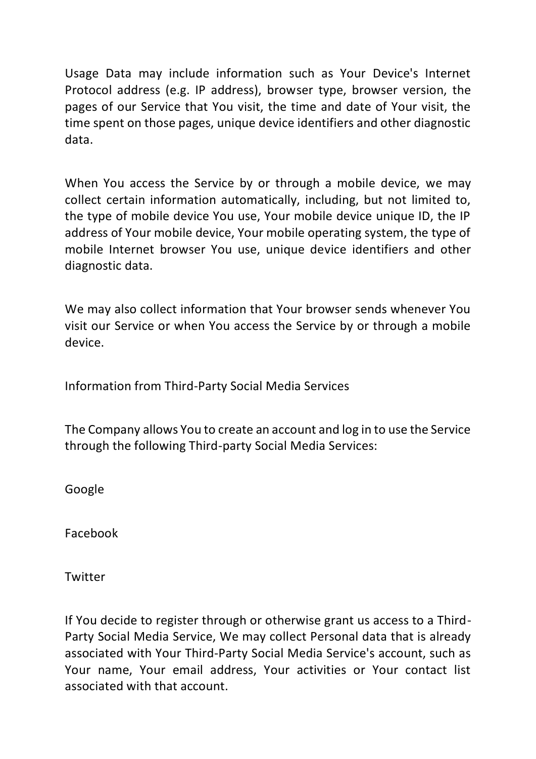Usage Data may include information such as Your Device's Internet Protocol address (e.g. IP address), browser type, browser version, the pages of our Service that You visit, the time and date of Your visit, the time spent on those pages, unique device identifiers and other diagnostic data.

When You access the Service by or through a mobile device, we may collect certain information automatically, including, but not limited to, the type of mobile device You use, Your mobile device unique ID, the IP address of Your mobile device, Your mobile operating system, the type of mobile Internet browser You use, unique device identifiers and other diagnostic data.

We may also collect information that Your browser sends whenever You visit our Service or when You access the Service by or through a mobile device.

Information from Third-Party Social Media Services

The Company allows You to create an account and log in to use the Service through the following Third-party Social Media Services:

Google

Facebook

Twitter

If You decide to register through or otherwise grant us access to a Third-Party Social Media Service, We may collect Personal data that is already associated with Your Third-Party Social Media Service's account, such as Your name, Your email address, Your activities or Your contact list associated with that account.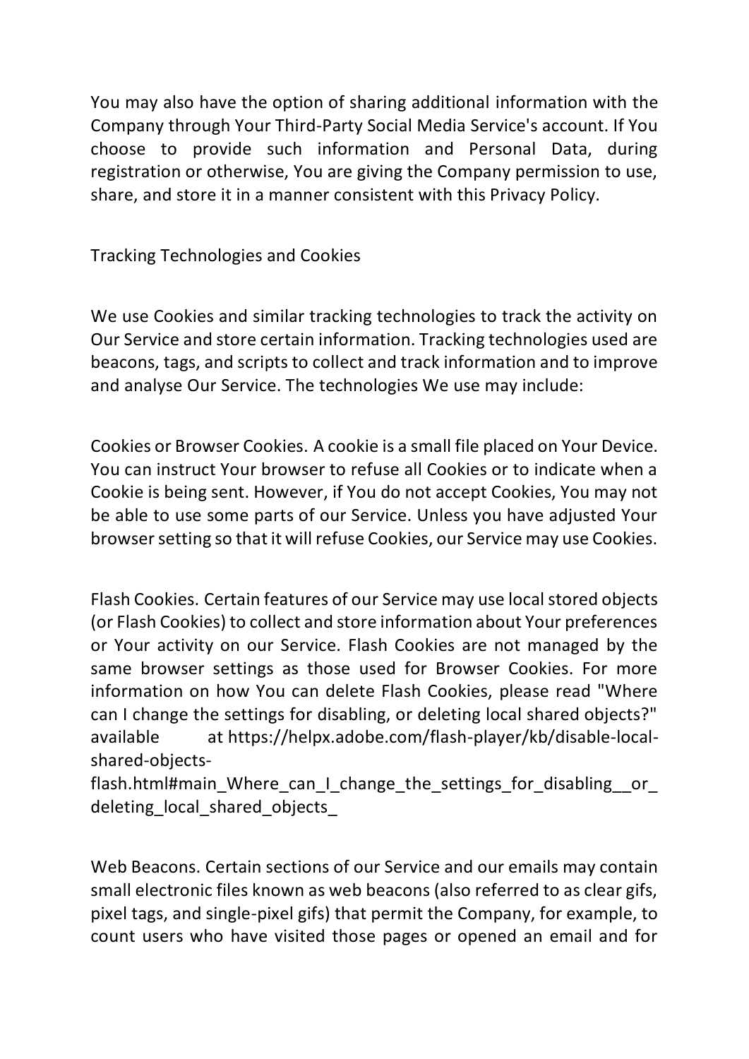You may also have the option of sharing additional information with the Company through Your Third-Party Social Media Service's account. If You choose to provide such information and Personal Data, during registration or otherwise, You are giving the Company permission to use, share, and store it in a manner consistent with this Privacy Policy.

## Tracking Technologies and Cookies

We use Cookies and similar tracking technologies to track the activity on Our Service and store certain information. Tracking technologies used are beacons, tags, and scripts to collect and track information and to improve and analyse Our Service. The technologies We use may include:

Cookies or Browser Cookies. A cookie is a small file placed on Your Device. You can instruct Your browser to refuse all Cookies or to indicate when a Cookie is being sent. However, if You do not accept Cookies, You may not be able to use some parts of our Service. Unless you have adjusted Your browser setting so that it will refuse Cookies, our Service may use Cookies.

Flash Cookies. Certain features of our Service may use local stored objects (or Flash Cookies) to collect and store information about Your preferences or Your activity on our Service. Flash Cookies are not managed by the same browser settings as those used for Browser Cookies. For more information on how You can delete Flash Cookies, please read "Where can I change the settings for disabling, or deleting local shared objects?" available at https://helpx.adobe.com/flash-player/kb/disable-local-shared-objects-flash.html#main_Where_can_I_change_the_settings_for_disabling__or_deleting_local_shared_objects_

Web Beacons. Certain sections of our Service and our emails may contain small electronic files known as web beacons (also referred to as clear gifs, pixel tags, and single-pixel gifs) that permit the Company, for example, to count users who have visited those pages or opened an email and for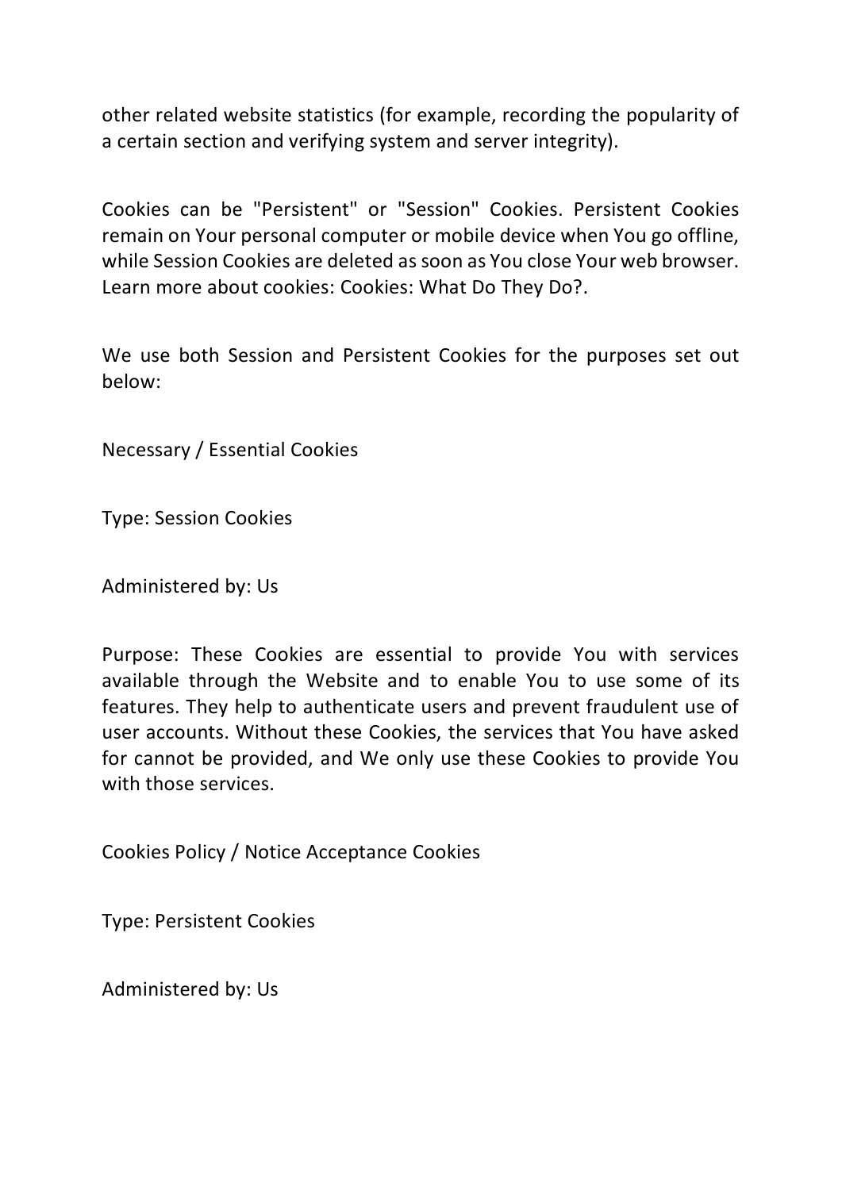other related website statistics (for example, recording the popularity of a certain section and verifying system and server integrity).

Cookies can be "Persistent" or "Session" Cookies. Persistent Cookies remain on Your personal computer or mobile device when You go offline, while Session Cookies are deleted as soon as You close Your web browser. Learn more about cookies: Cookies: What Do They Do?.

We use both Session and Persistent Cookies for the purposes set out below:

Necessary / Essential Cookies

Type: Session Cookies

Administered by: Us

Purpose: These Cookies are essential to provide You with services available through the Website and to enable You to use some of its features. They help to authenticate users and prevent fraudulent use of user accounts. Without these Cookies, the services that You have asked for cannot be provided, and We only use these Cookies to provide You with those services.

Cookies Policy / Notice Acceptance Cookies

Type: Persistent Cookies

Administered by: Us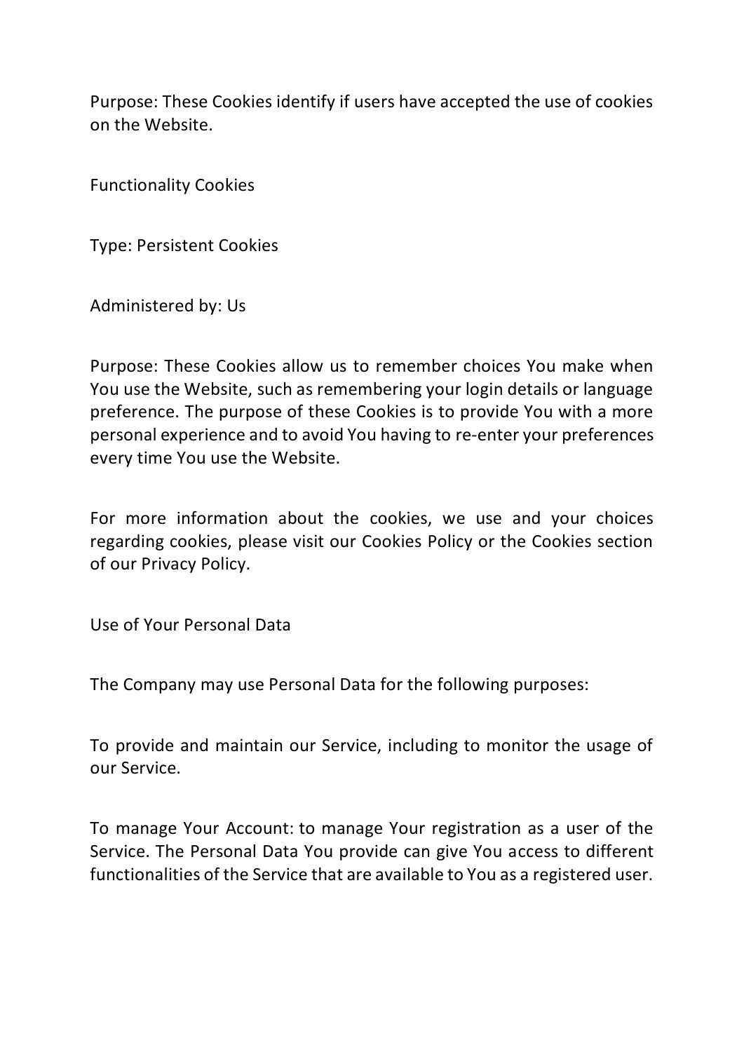Purpose: These Cookies identify if users have accepted the use of cookies on the Website.

Functionality Cookies

Type: Persistent Cookies

Administered by: Us

Purpose: These Cookies allow us to remember choices You make when You use the Website, such as remembering your login details or language preference. The purpose of these Cookies is to provide You with a more personal experience and to avoid You having to re-enter your preferences every time You use the Website.

For more information about the cookies, we use and your choices regarding cookies, please visit our Cookies Policy or the Cookies section of our Privacy Policy.

Use of Your Personal Data

The Company may use Personal Data for the following purposes:

To provide and maintain our Service, including to monitor the usage of our Service.

To manage Your Account: to manage Your registration as a user of the Service. The Personal Data You provide can give You access to different functionalities of the Service that are available to You as a registered user.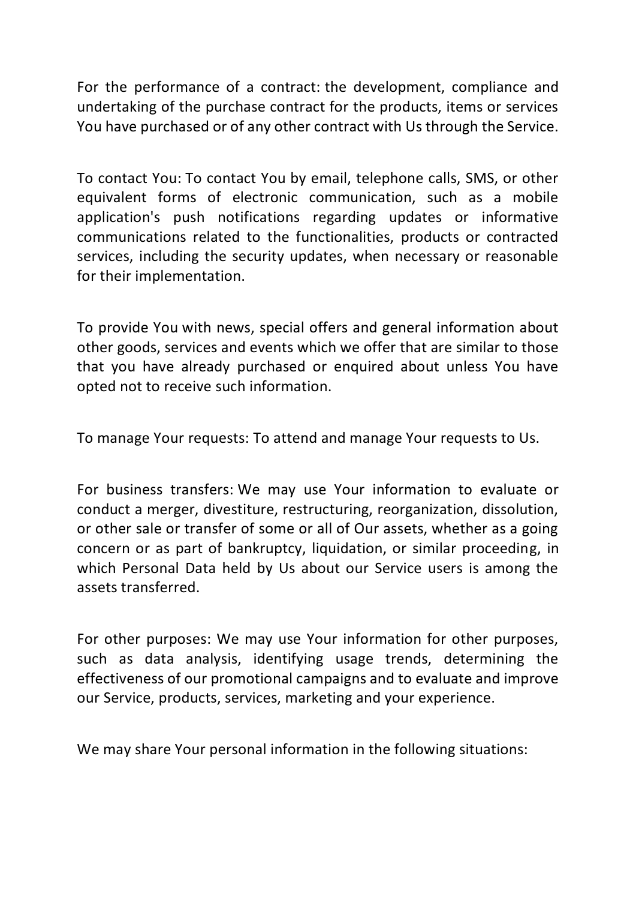For the performance of a contract: the development, compliance and undertaking of the purchase contract for the products, items or services You have purchased or of any other contract with Us through the Service.

To contact You: To contact You by email, telephone calls, SMS, or other equivalent forms of electronic communication, such as a mobile application's push notifications regarding updates or informative communications related to the functionalities, products or contracted services, including the security updates, when necessary or reasonable for their implementation.

To provide You with news, special offers and general information about other goods, services and events which we offer that are similar to those that you have already purchased or enquired about unless You have opted not to receive such information.

To manage Your requests: To attend and manage Your requests to Us.

For business transfers: We may use Your information to evaluate or conduct a merger, divestiture, restructuring, reorganization, dissolution, or other sale or transfer of some or all of Our assets, whether as a going concern or as part of bankruptcy, liquidation, or similar proceeding, in which Personal Data held by Us about our Service users is among the assets transferred.

For other purposes: We may use Your information for other purposes, such as data analysis, identifying usage trends, determining the effectiveness of our promotional campaigns and to evaluate and improve our Service, products, services, marketing and your experience.

We may share Your personal information in the following situations: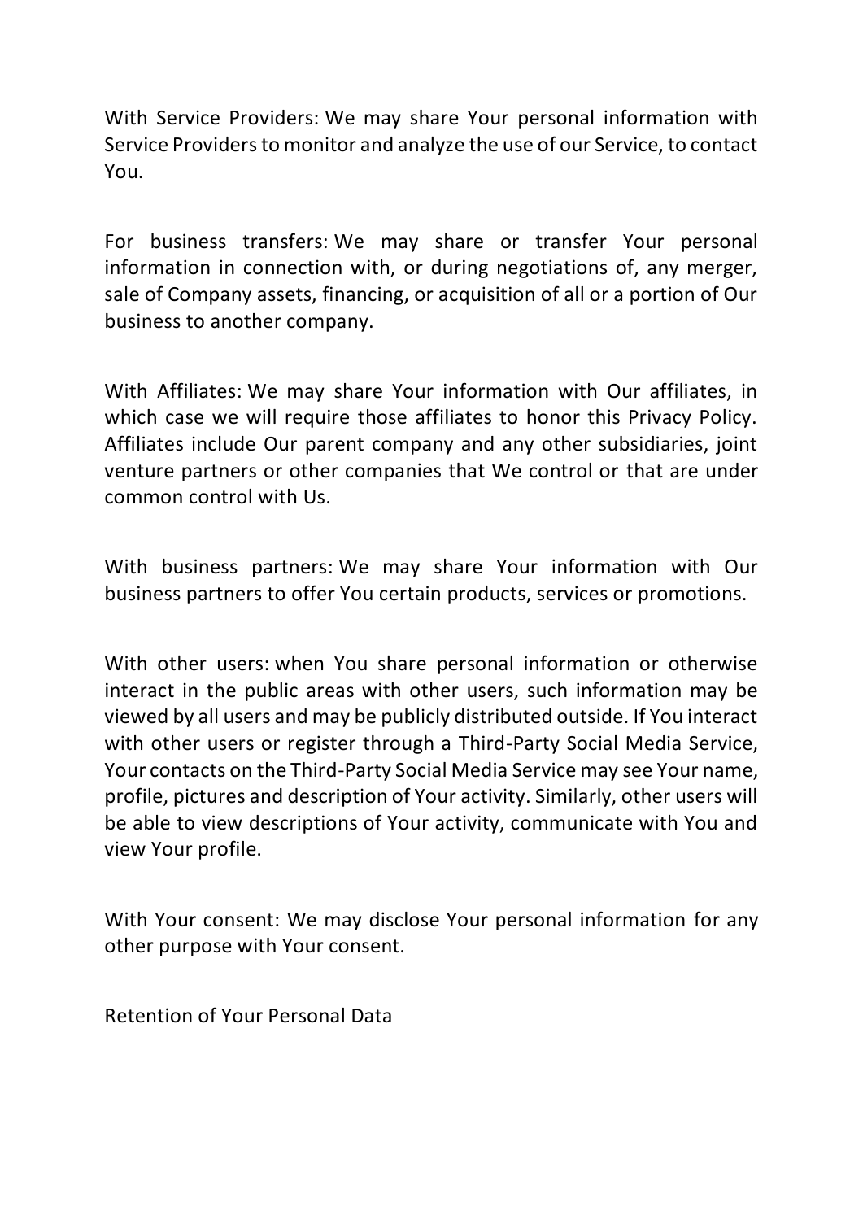With Service Providers: We may share Your personal information with Service Providers to monitor and analyze the use of our Service, to contact You.

For business transfers: We may share or transfer Your personal information in connection with, or during negotiations of, any merger, sale of Company assets, financing, or acquisition of all or a portion of Our business to another company.

With Affiliates: We may share Your information with Our affiliates, in which case we will require those affiliates to honor this Privacy Policy. Affiliates include Our parent company and any other subsidiaries, joint venture partners or other companies that We control or that are under common control with Us.

With business partners: We may share Your information with Our business partners to offer You certain products, services or promotions.

With other users: when You share personal information or otherwise interact in the public areas with other users, such information may be viewed by all users and may be publicly distributed outside. If You interact with other users or register through a Third-Party Social Media Service, Your contacts on the Third-Party Social Media Service may see Your name, profile, pictures and description of Your activity. Similarly, other users will be able to view descriptions of Your activity, communicate with You and view Your profile.

With Your consent: We may disclose Your personal information for any other purpose with Your consent.

Retention of Your Personal Data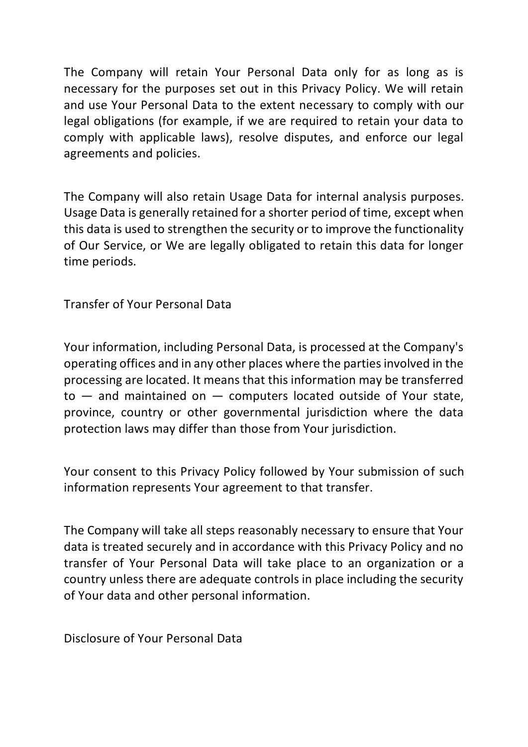The Company will retain Your Personal Data only for as long as is necessary for the purposes set out in this Privacy Policy. We will retain and use Your Personal Data to the extent necessary to comply with our legal obligations (for example, if we are required to retain your data to comply with applicable laws), resolve disputes, and enforce our legal agreements and policies.

The Company will also retain Usage Data for internal analysis purposes. Usage Data is generally retained for a shorter period of time, except when this data is used to strengthen the security or to improve the functionality of Our Service, or We are legally obligated to retain this data for longer time periods.

## Transfer of Your Personal Data

Your information, including Personal Data, is processed at the Company's operating offices and in any other places where the parties involved in the processing are located. It means that this information may be transferred to — and maintained on — computers located outside of Your state, province, country or other governmental jurisdiction where the data protection laws may differ than those from Your jurisdiction.

Your consent to this Privacy Policy followed by Your submission of such information represents Your agreement to that transfer.

The Company will take all steps reasonably necessary to ensure that Your data is treated securely and in accordance with this Privacy Policy and no transfer of Your Personal Data will take place to an organization or a country unless there are adequate controls in place including the security of Your data and other personal information.

## Disclosure of Your Personal Data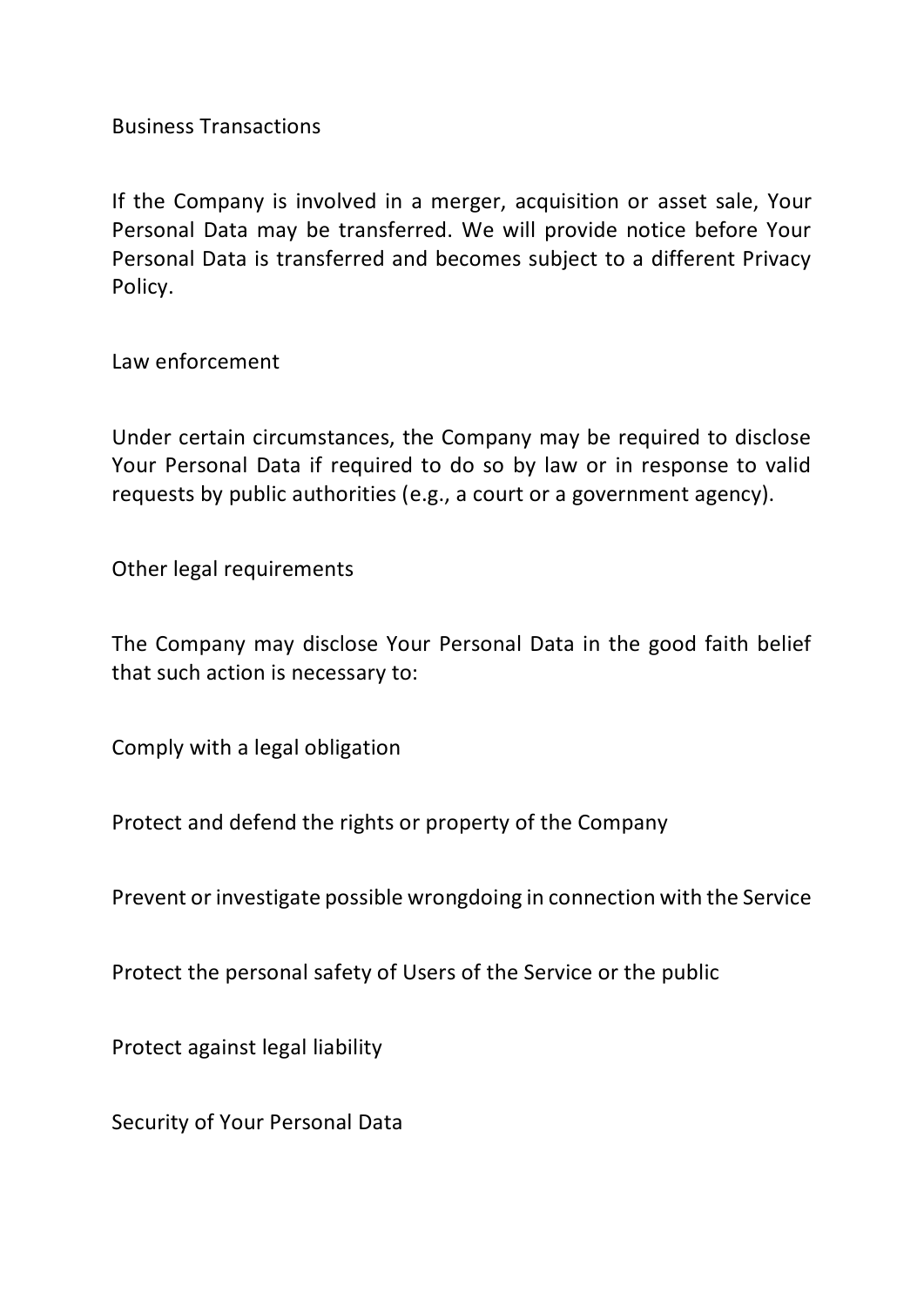### Business Transactions

If the Company is involved in a merger, acquisition or asset sale, Your Personal Data may be transferred. We will provide notice before Your Personal Data is transferred and becomes subject to a different Privacy Policy.

### Law enforcement

Under certain circumstances, the Company may be required to disclose Your Personal Data if required to do so by law or in response to valid requests by public authorities (e.g., a court or a government agency).

### Other legal requirements

The Company may disclose Your Personal Data in the good faith belief that such action is necessary to:

- Comply with a legal obligation
- Protect and defend the rights or property of the Company
- Prevent or investigate possible wrongdoing in connection with the Service
- Protect the personal safety of Users of the Service or the public
- Protect against legal liability

## Security of Your Personal Data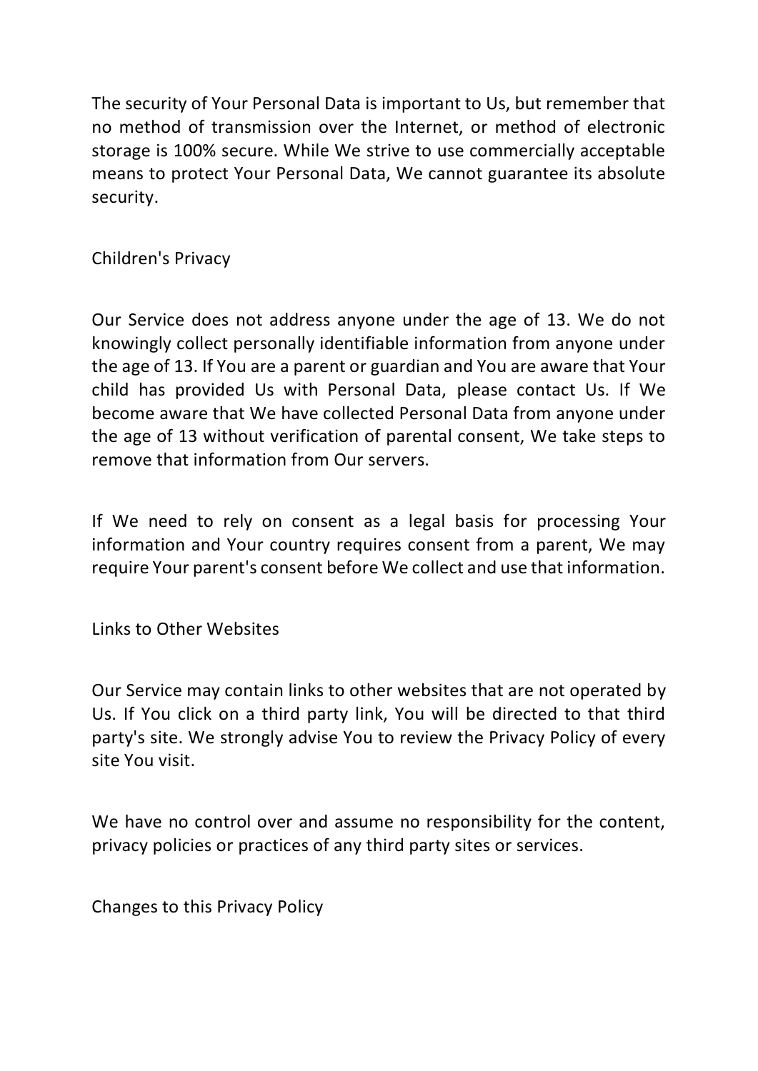The security of Your Personal Data is important to Us, but remember that no method of transmission over the Internet, or method of electronic storage is 100% secure. While We strive to use commercially acceptable means to protect Your Personal Data, We cannot guarantee its absolute security.

## Children's Privacy

Our Service does not address anyone under the age of 13. We do not knowingly collect personally identifiable information from anyone under the age of 13. If You are a parent or guardian and You are aware that Your child has provided Us with Personal Data, please contact Us. If We become aware that We have collected Personal Data from anyone under the age of 13 without verification of parental consent, We take steps to remove that information from Our servers.

If We need to rely on consent as a legal basis for processing Your information and Your country requires consent from a parent, We may require Your parent's consent before We collect and use that information.

## Links to Other Websites

Our Service may contain links to other websites that are not operated by Us. If You click on a third party link, You will be directed to that third party's site. We strongly advise You to review the Privacy Policy of every site You visit.

We have no control over and assume no responsibility for the content, privacy policies or practices of any third party sites or services.

## Changes to this Privacy Policy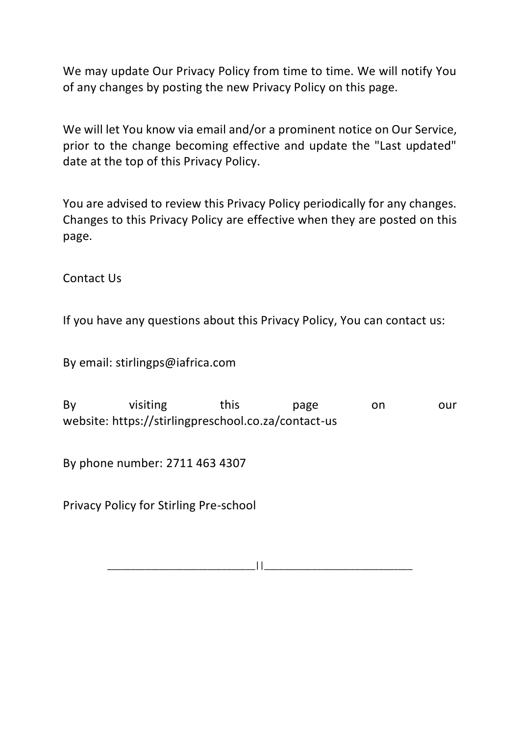We may update Our Privacy Policy from time to time. We will notify You of any changes by posting the new Privacy Policy on this page.

We will let You know via email and/or a prominent notice on Our Service, prior to the change becoming effective and update the "Last updated" date at the top of this Privacy Policy.

You are advised to review this Privacy Policy periodically for any changes. Changes to this Privacy Policy are effective when they are posted on this page.

## Contact Us

If you have any questions about this Privacy Policy, You can contact us:

By email: stirlingps@iafrica.com

By visiting this page on our website: https://stirlingpreschool.co.za/contact-us

By phone number: 2711 463 4307

Privacy Policy for Stirling Pre-school

________________________||________________________